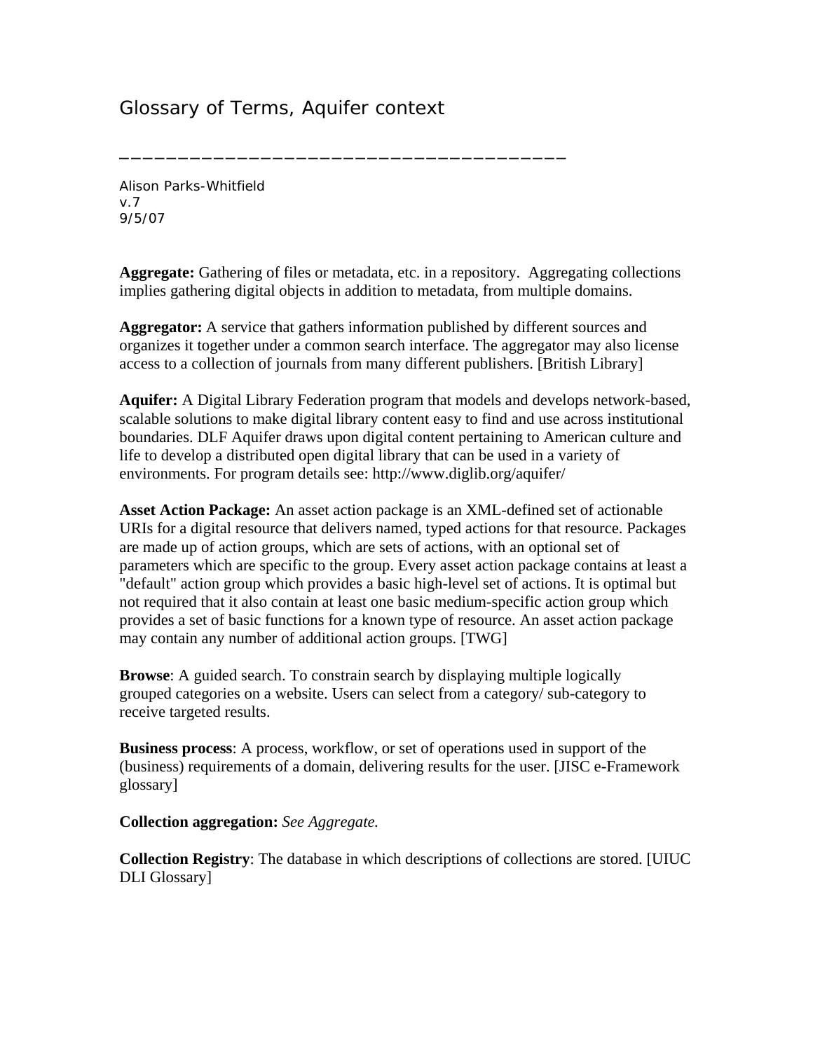# Glossary of Terms, Aquifer context

Alison Parks-Whitfield
v.7
9/5/07

**Aggregate:** Gathering of files or metadata, etc. in a repository. Aggregating collections implies gathering digital objects in addition to metadata, from multiple domains.

**Aggregator:** A service that gathers information published by different sources and organizes it together under a common search interface. The aggregator may also license access to a collection of journals from many different publishers. [British Library]

**Aquifer:** A Digital Library Federation program that models and develops network-based, scalable solutions to make digital library content easy to find and use across institutional boundaries. DLF Aquifer draws upon digital content pertaining to American culture and life to develop a distributed open digital library that can be used in a variety of environments. For program details see: http://www.diglib.org/aquifer/

**Asset Action Package:** An asset action package is an XML-defined set of actionable URIs for a digital resource that delivers named, typed actions for that resource. Packages are made up of action groups, which are sets of actions, with an optional set of parameters which are specific to the group. Every asset action package contains at least a "default" action group which provides a basic high-level set of actions. It is optimal but not required that it also contain at least one basic medium-specific action group which provides a set of basic functions for a known type of resource. An asset action package may contain any number of additional action groups. [TWG]

**Browse**: A guided search. To constrain search by displaying multiple logically grouped categories on a website. Users can select from a category/ sub-category to receive targeted results.

**Business process**: A process, workflow, or set of operations used in support of the (business) requirements of a domain, delivering results for the user. [JISC e-Framework glossary]

**Collection aggregation:** *See Aggregate.*

**Collection Registry**: The database in which descriptions of collections are stored. [UIUC DLI Glossary]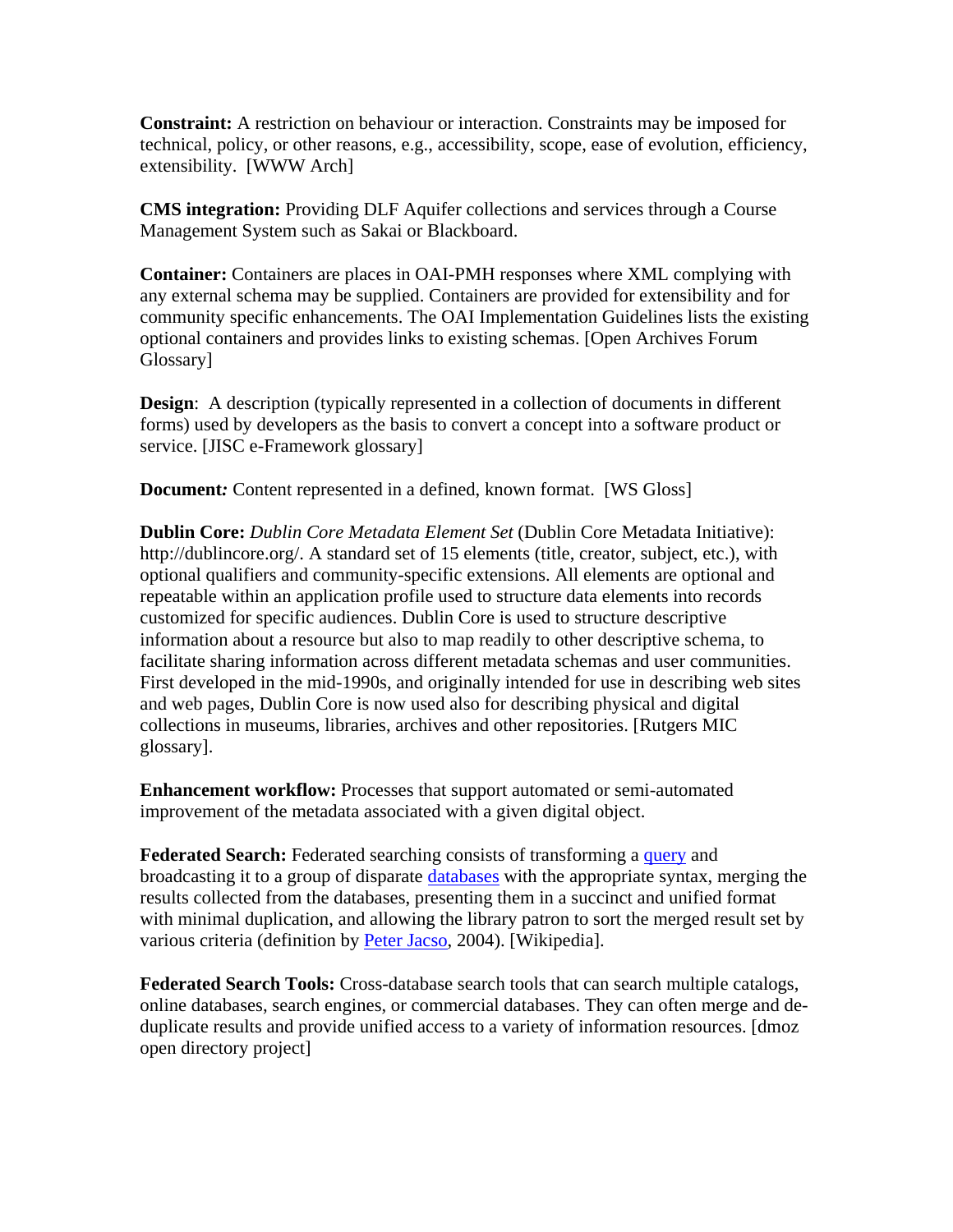**Constraint:** A restriction on behaviour or interaction. Constraints may be imposed for technical, policy, or other reasons, e.g., accessibility, scope, ease of evolution, efficiency, extensibility. [WWW Arch]

**CMS integration:** Providing DLF Aquifer collections and services through a Course Management System such as Sakai or Blackboard.

**Container:** Containers are places in OAI-PMH responses where XML complying with any external schema may be supplied. Containers are provided for extensibility and for community specific enhancements. The OAI Implementation Guidelines lists the existing optional containers and provides links to existing schemas. [Open Archives Forum Glossary]

**Design**: A description (typically represented in a collection of documents in different forms) used by developers as the basis to convert a concept into a software product or service. [JISC e-Framework glossary]

**Document:** Content represented in a defined, known format. [WS Gloss]

**Dublin Core:** *Dublin Core Metadata Element Set* (Dublin Core Metadata Initiative): http://dublincore.org/. A standard set of 15 elements (title, creator, subject, etc.), with optional qualifiers and community-specific extensions. All elements are optional and repeatable within an application profile used to structure data elements into records customized for specific audiences. Dublin Core is used to structure descriptive information about a resource but also to map readily to other descriptive schema, to facilitate sharing information across different metadata schemas and user communities. First developed in the mid-1990s, and originally intended for use in describing web sites and web pages, Dublin Core is now used also for describing physical and digital collections in museums, libraries, archives and other repositories. [Rutgers MIC glossary].

**Enhancement workflow:** Processes that support automated or semi-automated improvement of the metadata associated with a given digital object.

**Federated Search:** Federated searching consists of transforming a query and broadcasting it to a group of disparate databases with the appropriate syntax, merging the results collected from the databases, presenting them in a succinct and unified format with minimal duplication, and allowing the library patron to sort the merged result set by various criteria (definition by Peter Jacso, 2004). [Wikipedia].

**Federated Search Tools:** Cross-database search tools that can search multiple catalogs, online databases, search engines, or commercial databases. They can often merge and de-duplicate results and provide unified access to a variety of information resources. [dmoz open directory project]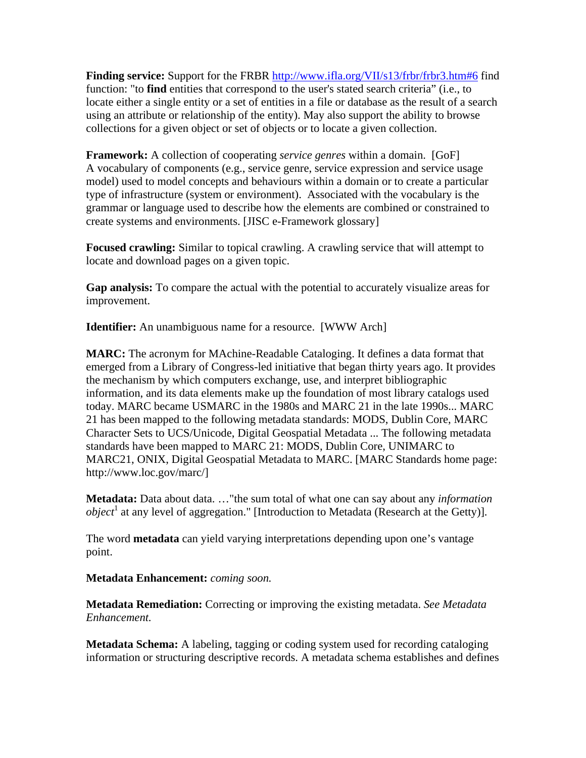**Finding service:** Support for the FRBR http://www.ifla.org/VII/s13/frbr/frbr3.htm#6 find function: "to **find** entities that correspond to the user's stated search criteria" (i.e., to locate either a single entity or a set of entities in a file or database as the result of a search using an attribute or relationship of the entity). May also support the ability to browse collections for a given object or set of objects or to locate a given collection.

**Framework:** A collection of cooperating *service genres* within a domain. [GoF] A vocabulary of components (e.g., service genre, service expression and service usage model) used to model concepts and behaviours within a domain or to create a particular type of infrastructure (system or environment). Associated with the vocabulary is the grammar or language used to describe how the elements are combined or constrained to create systems and environments. [JISC e-Framework glossary]

**Focused crawling:** Similar to topical crawling. A crawling service that will attempt to locate and download pages on a given topic.

**Gap analysis:** To compare the actual with the potential to accurately visualize areas for improvement.

**Identifier:** An unambiguous name for a resource. [WWW Arch]

**MARC:** The acronym for MAchine-Readable Cataloging. It defines a data format that emerged from a Library of Congress-led initiative that began thirty years ago. It provides the mechanism by which computers exchange, use, and interpret bibliographic information, and its data elements make up the foundation of most library catalogs used today. MARC became USMARC in the 1980s and MARC 21 in the late 1990s... MARC 21 has been mapped to the following metadata standards: MODS, Dublin Core, MARC Character Sets to UCS/Unicode, Digital Geospatial Metadata ... The following metadata standards have been mapped to MARC 21: MODS, Dublin Core, UNIMARC to MARC21, ONIX, Digital Geospatial Metadata to MARC. [MARC Standards home page: http://www.loc.gov/marc/]

**Metadata:** Data about data. …"the sum total of what one can say about any *information object*[1] at any level of aggregation." [Introduction to Metadata (Research at the Getty)].

The word **metadata** can yield varying interpretations depending upon one's vantage point.

**Metadata Enhancement:** *coming soon.*

**Metadata Remediation:** Correcting or improving the existing metadata. *See Metadata Enhancement.*

**Metadata Schema:** A labeling, tagging or coding system used for recording cataloging information or structuring descriptive records. A metadata schema establishes and defines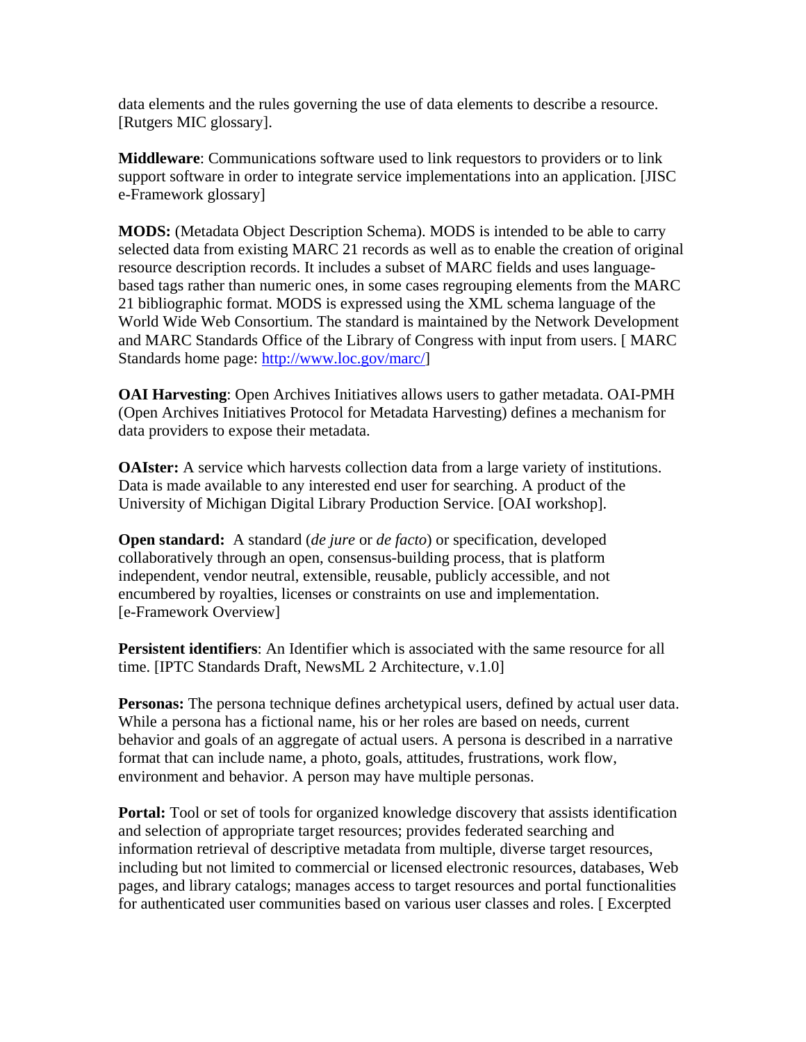data elements and the rules governing the use of data elements to describe a resource. [Rutgers MIC glossary].

**Middleware**: Communications software used to link requestors to providers or to link support software in order to integrate service implementations into an application. [JISC e-Framework glossary]

**MODS:** (Metadata Object Description Schema). MODS is intended to be able to carry selected data from existing MARC 21 records as well as to enable the creation of original resource description records. It includes a subset of MARC fields and uses language-based tags rather than numeric ones, in some cases regrouping elements from the MARC 21 bibliographic format. MODS is expressed using the XML schema language of the World Wide Web Consortium. The standard is maintained by the Network Development and MARC Standards Office of the Library of Congress with input from users. [ MARC Standards home page: http://www.loc.gov/marc/]

**OAI Harvesting**: Open Archives Initiatives allows users to gather metadata. OAI-PMH (Open Archives Initiatives Protocol for Metadata Harvesting) defines a mechanism for data providers to expose their metadata.

**OAIster:** A service which harvests collection data from a large variety of institutions. Data is made available to any interested end user for searching. A product of the University of Michigan Digital Library Production Service. [OAI workshop].

**Open standard:** A standard (*de jure* or *de facto*) or specification, developed collaboratively through an open, consensus-building process, that is platform independent, vendor neutral, extensible, reusable, publicly accessible, and not encumbered by royalties, licenses or constraints on use and implementation. [e-Framework Overview]

**Persistent identifiers**: An Identifier which is associated with the same resource for all time. [IPTC Standards Draft, NewsML 2 Architecture, v.1.0]

**Personas:** The persona technique defines archetypical users, defined by actual user data. While a persona has a fictional name, his or her roles are based on needs, current behavior and goals of an aggregate of actual users. A persona is described in a narrative format that can include name, a photo, goals, attitudes, frustrations, work flow, environment and behavior. A person may have multiple personas.

**Portal:** Tool or set of tools for organized knowledge discovery that assists identification and selection of appropriate target resources; provides federated searching and information retrieval of descriptive metadata from multiple, diverse target resources, including but not limited to commercial or licensed electronic resources, databases, Web pages, and library catalogs; manages access to target resources and portal functionalities for authenticated user communities based on various user classes and roles. [ Excerpted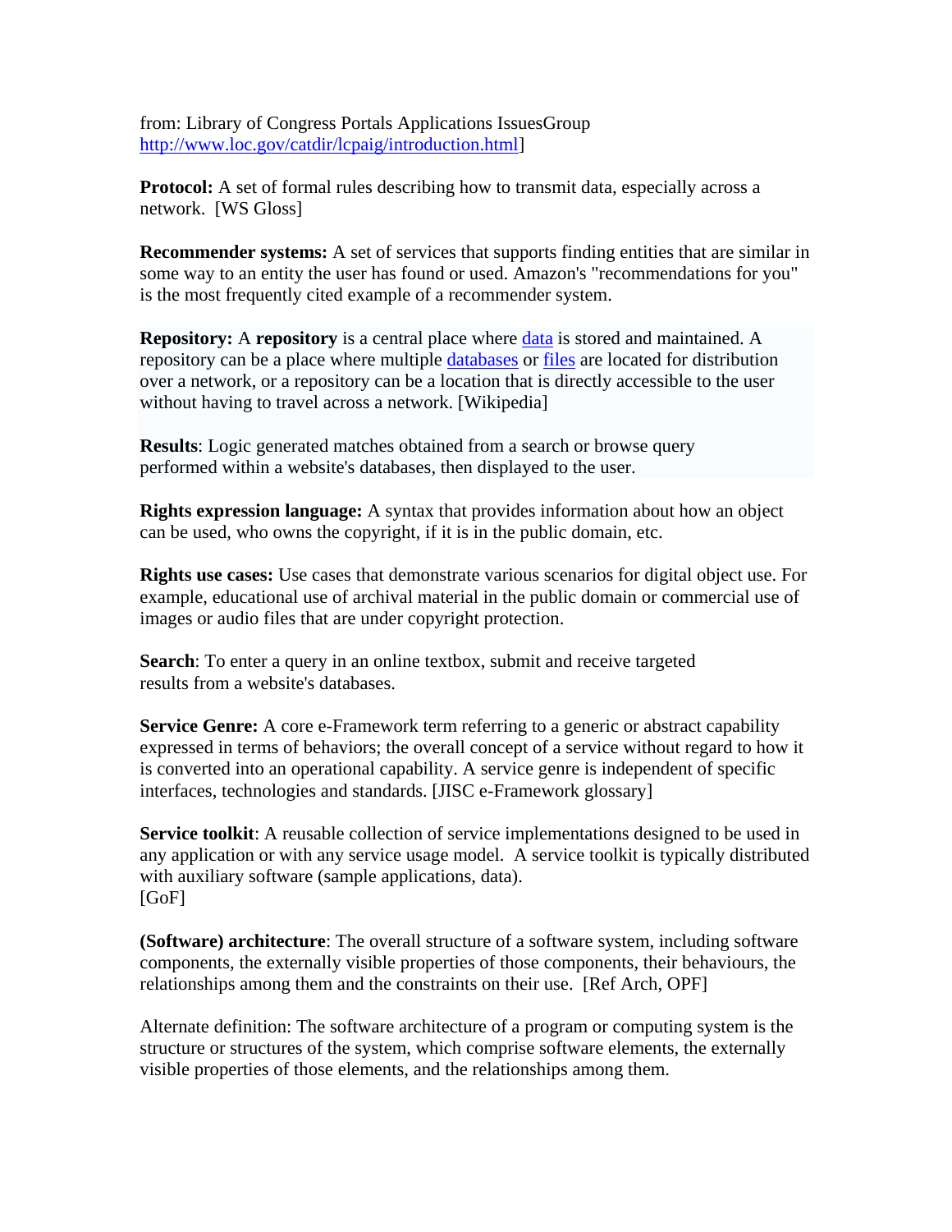from: Library of Congress Portals Applications IssuesGroup http://www.loc.gov/catdir/lcpaig/introduction.html]

**Protocol:** A set of formal rules describing how to transmit data, especially across a network. [WS Gloss]

**Recommender systems:** A set of services that supports finding entities that are similar in some way to an entity the user has found or used. Amazon's "recommendations for you" is the most frequently cited example of a recommender system.

**Repository:** A **repository** is a central place where data is stored and maintained. A repository can be a place where multiple databases or files are located for distribution over a network, or a repository can be a location that is directly accessible to the user without having to travel across a network. [Wikipedia]

**Results**: Logic generated matches obtained from a search or browse query performed within a website's databases, then displayed to the user.

**Rights expression language:** A syntax that provides information about how an object can be used, who owns the copyright, if it is in the public domain, etc.

**Rights use cases:** Use cases that demonstrate various scenarios for digital object use. For example, educational use of archival material in the public domain or commercial use of images or audio files that are under copyright protection.

**Search**: To enter a query in an online textbox, submit and receive targeted results from a website's databases.

**Service Genre:** A core e-Framework term referring to a generic or abstract capability expressed in terms of behaviors; the overall concept of a service without regard to how it is converted into an operational capability. A service genre is independent of specific interfaces, technologies and standards. [JISC e-Framework glossary]

**Service toolkit**: A reusable collection of service implementations designed to be used in any application or with any service usage model. A service toolkit is typically distributed with auxiliary software (sample applications, data). [GoF]

**(Software) architecture**: The overall structure of a software system, including software components, the externally visible properties of those components, their behaviours, the relationships among them and the constraints on their use. [Ref Arch, OPF]

Alternate definition: The software architecture of a program or computing system is the structure or structures of the system, which comprise software elements, the externally visible properties of those elements, and the relationships among them.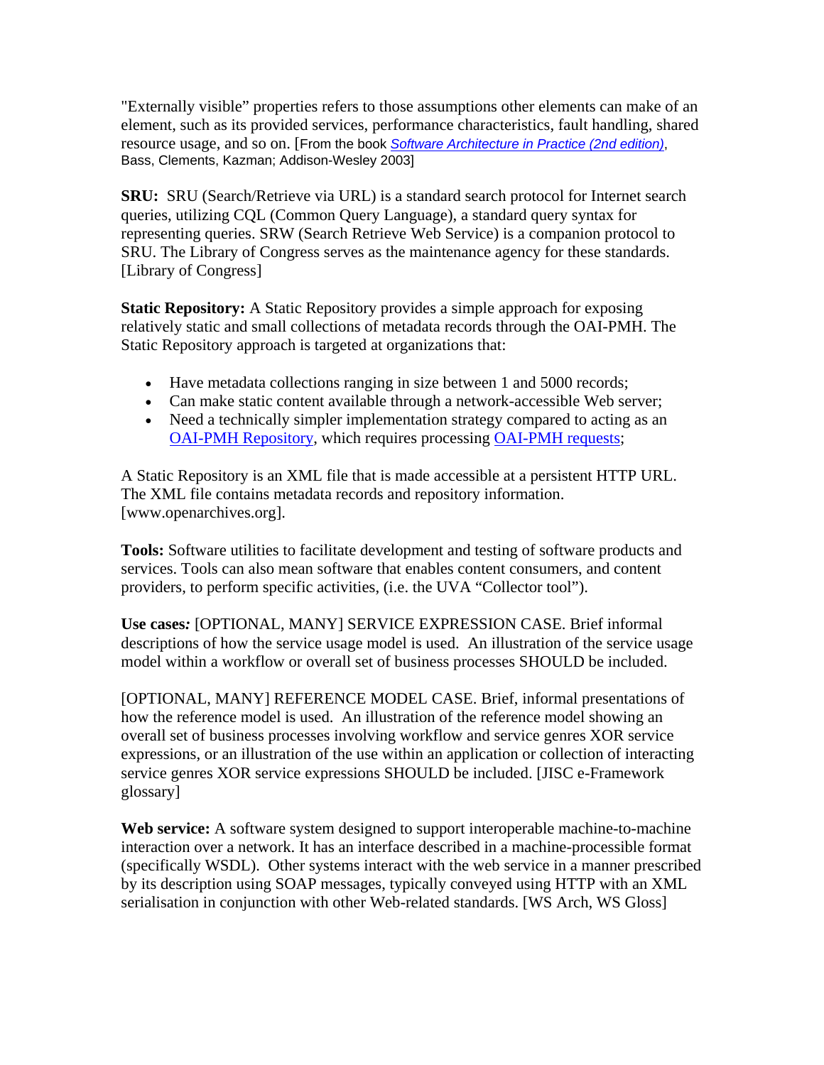"Externally visible" properties refers to those assumptions other elements can make of an element, such as its provided services, performance characteristics, fault handling, shared resource usage, and so on. [From the book *Software Architecture in Practice (2nd edition)*, Bass, Clements, Kazman; Addison-Wesley 2003]

**SRU:** SRU (Search/Retrieve via URL) is a standard search protocol for Internet search queries, utilizing CQL (Common Query Language), a standard query syntax for representing queries. SRW (Search Retrieve Web Service) is a companion protocol to SRU. The Library of Congress serves as the maintenance agency for these standards. [Library of Congress]

**Static Repository:** A Static Repository provides a simple approach for exposing relatively static and small collections of metadata records through the OAI-PMH. The Static Repository approach is targeted at organizations that:

- Have metadata collections ranging in size between 1 and 5000 records;
- Can make static content available through a network-accessible Web server;
- Need a technically simpler implementation strategy compared to acting as an OAI-PMH Repository, which requires processing OAI-PMH requests;

A Static Repository is an XML file that is made accessible at a persistent HTTP URL. The XML file contains metadata records and repository information. [www.openarchives.org].

**Tools:** Software utilities to facilitate development and testing of software products and services. Tools can also mean software that enables content consumers, and content providers, to perform specific activities, (i.e. the UVA "Collector tool").

**Use cases*:*** [OPTIONAL, MANY] SERVICE EXPRESSION CASE. Brief informal descriptions of how the service usage model is used. An illustration of the service usage model within a workflow or overall set of business processes SHOULD be included.

[OPTIONAL, MANY] REFERENCE MODEL CASE. Brief, informal presentations of how the reference model is used. An illustration of the reference model showing an overall set of business processes involving workflow and service genres XOR service expressions, or an illustration of the use within an application or collection of interacting service genres XOR service expressions SHOULD be included. [JISC e-Framework glossary]

**Web service:** A software system designed to support interoperable machine-to-machine interaction over a network. It has an interface described in a machine-processible format (specifically WSDL). Other systems interact with the web service in a manner prescribed by its description using SOAP messages, typically conveyed using HTTP with an XML serialisation in conjunction with other Web-related standards. [WS Arch, WS Gloss]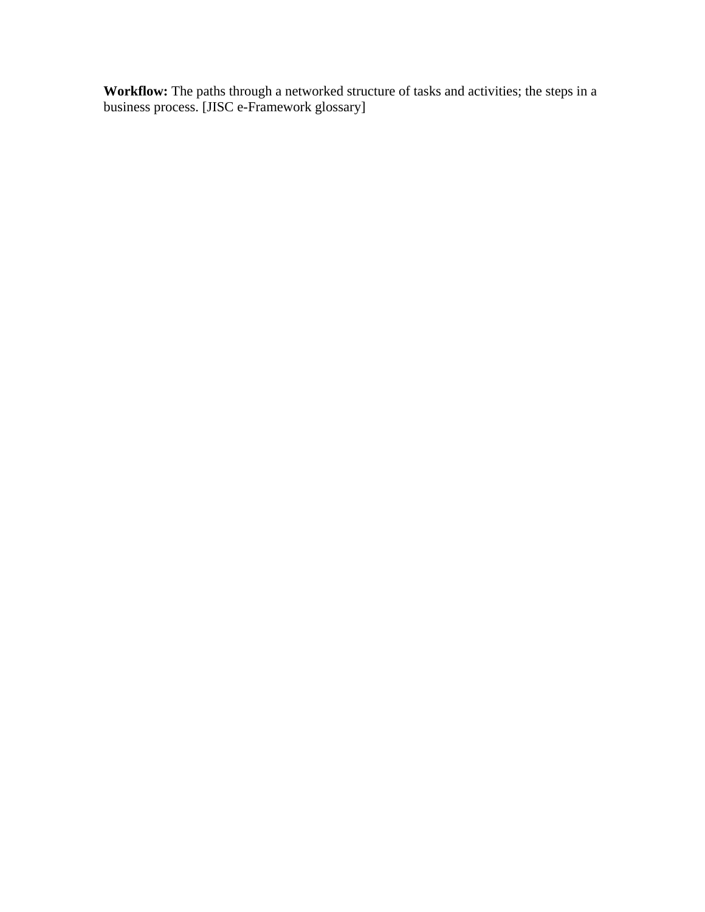**Workflow:** The paths through a networked structure of tasks and activities; the steps in a business process. [JISC e-Framework glossary]